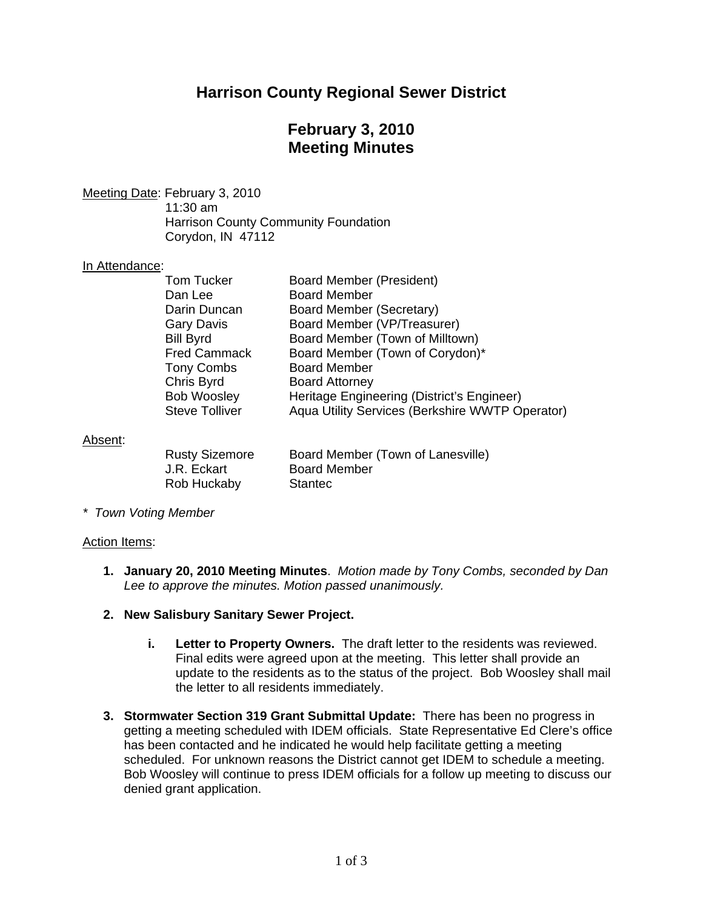# Harrison County Regional Sewer District

## February 3, 2010
## Meeting Minutes

Meeting Date: February 3, 2010
11:30 am
Harrison County Community Foundation
Corydon, IN 47112

In Attendance:

| | |
|---|---|
| Tom Tucker | Board Member (President) |
| Dan Lee | Board Member |
| Darin Duncan | Board Member (Secretary) |
| Gary Davis | Board Member (VP/Treasurer) |
| Bill Byrd | Board Member (Town of Milltown) |
| Fred Cammack | Board Member (Town of Corydon)* |
| Tony Combs | Board Member |
| Chris Byrd | Board Attorney |
| Bob Woosley | Heritage Engineering (District's Engineer) |
| Steve Tolliver | Aqua Utility Services (Berkshire WWTP Operator) |

Absent:

| | |
|---|---|
| Rusty Sizemore | Board Member (Town of Lanesville) |
| J.R. Eckart | Board Member |
| Rob Huckaby | Stantec |

*\* Town Voting Member*

Action Items:

1. **January 20, 2010 Meeting Minutes**. *Motion made by Tony Combs, seconded by Dan Lee to approve the minutes. Motion passed unanimously.*

2. **New Salisbury Sanitary Sewer Project.**

   i. **Letter to Property Owners.** The draft letter to the residents was reviewed. Final edits were agreed upon at the meeting. This letter shall provide an update to the residents as to the status of the project. Bob Woosley shall mail the letter to all residents immediately.

3. **Stormwater Section 319 Grant Submittal Update:** There has been no progress in getting a meeting scheduled with IDEM officials. State Representative Ed Clere's office has been contacted and he indicated he would help facilitate getting a meeting scheduled. For unknown reasons the District cannot get IDEM to schedule a meeting. Bob Woosley will continue to press IDEM officials for a follow up meeting to discuss our denied grant application.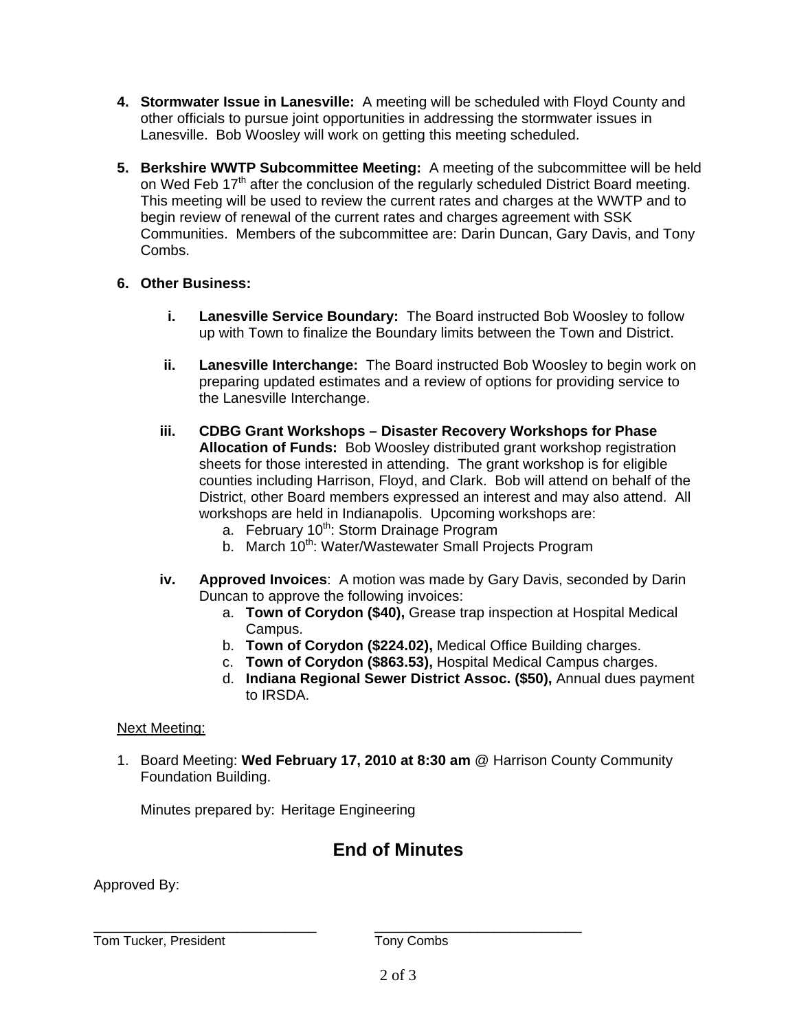4. **Stormwater Issue in Lanesville:** A meeting will be scheduled with Floyd County and other officials to pursue joint opportunities in addressing the stormwater issues in Lanesville. Bob Woosley will work on getting this meeting scheduled.

5. **Berkshire WWTP Subcommittee Meeting:** A meeting of the subcommittee will be held on Wed Feb 17th after the conclusion of the regularly scheduled District Board meeting. This meeting will be used to review the current rates and charges at the WWTP and to begin review of renewal of the current rates and charges agreement with SSK Communities. Members of the subcommittee are: Darin Duncan, Gary Davis, and Tony Combs.

6. **Other Business:**

   i. **Lanesville Service Boundary:** The Board instructed Bob Woosley to follow up with Town to finalize the Boundary limits between the Town and District.

   ii. **Lanesville Interchange:** The Board instructed Bob Woosley to begin work on preparing updated estimates and a review of options for providing service to the Lanesville Interchange.

   iii. **CDBG Grant Workshops – Disaster Recovery Workshops for Phase Allocation of Funds:** Bob Woosley distributed grant workshop registration sheets for those interested in attending. The grant workshop is for eligible counties including Harrison, Floyd, and Clark. Bob will attend on behalf of the District, other Board members expressed an interest and may also attend. All workshops are held in Indianapolis. Upcoming workshops are:
      a. February 10th: Storm Drainage Program
      b. March 10th: Water/Wastewater Small Projects Program

   iv. **Approved Invoices**: A motion was made by Gary Davis, seconded by Darin Duncan to approve the following invoices:
      a. **Town of Corydon ($40),** Grease trap inspection at Hospital Medical Campus.
      b. **Town of Corydon ($224.02),** Medical Office Building charges.
      c. **Town of Corydon ($863.53),** Hospital Medical Campus charges.
      d. **Indiana Regional Sewer District Assoc. ($50),** Annual dues payment to IRSDA.

Next Meeting:

1. Board Meeting: **Wed February 17, 2010 at 8:30 am** @ Harrison County Community Foundation Building.

   Minutes prepared by: Heritage Engineering

## End of Minutes

Approved By:

_____________________________ _____________________________
Tom Tucker, President Tony Combs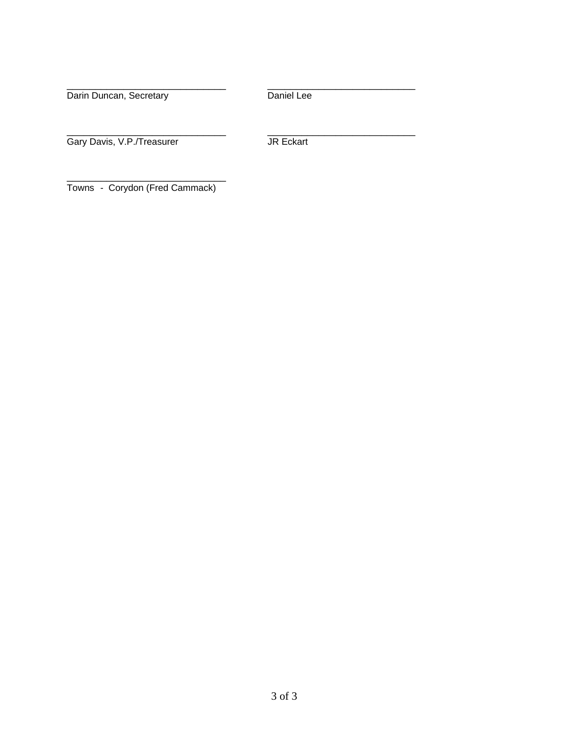\_\_\_\_\_\_\_\_\_\_\_\_\_\_\_\_\_\_\_\_\_\_\_\_\_\_\_\_\_\_ &nbsp;&nbsp;&nbsp;&nbsp;&nbsp;&nbsp;&nbsp;&nbsp; \_\_\_\_\_\_\_\_\_\_\_\_\_\_\_\_\_\_\_\_\_\_\_\_\_\_\_\_

Darin Duncan, Secretary &nbsp;&nbsp;&nbsp;&nbsp;&nbsp;&nbsp;&nbsp;&nbsp; Daniel Lee

\_\_\_\_\_\_\_\_\_\_\_\_\_\_\_\_\_\_\_\_\_\_\_\_\_\_\_\_\_\_ &nbsp;&nbsp;&nbsp;&nbsp;&nbsp;&nbsp;&nbsp;&nbsp; \_\_\_\_\_\_\_\_\_\_\_\_\_\_\_\_\_\_\_\_\_\_\_\_\_\_\_\_

Gary Davis, V.P./Treasurer &nbsp;&nbsp;&nbsp;&nbsp;&nbsp;&nbsp;&nbsp;&nbsp; JR Eckart

\_\_\_\_\_\_\_\_\_\_\_\_\_\_\_\_\_\_\_\_\_\_\_\_\_\_\_\_\_\_

Towns - Corydon (Fred Cammack)